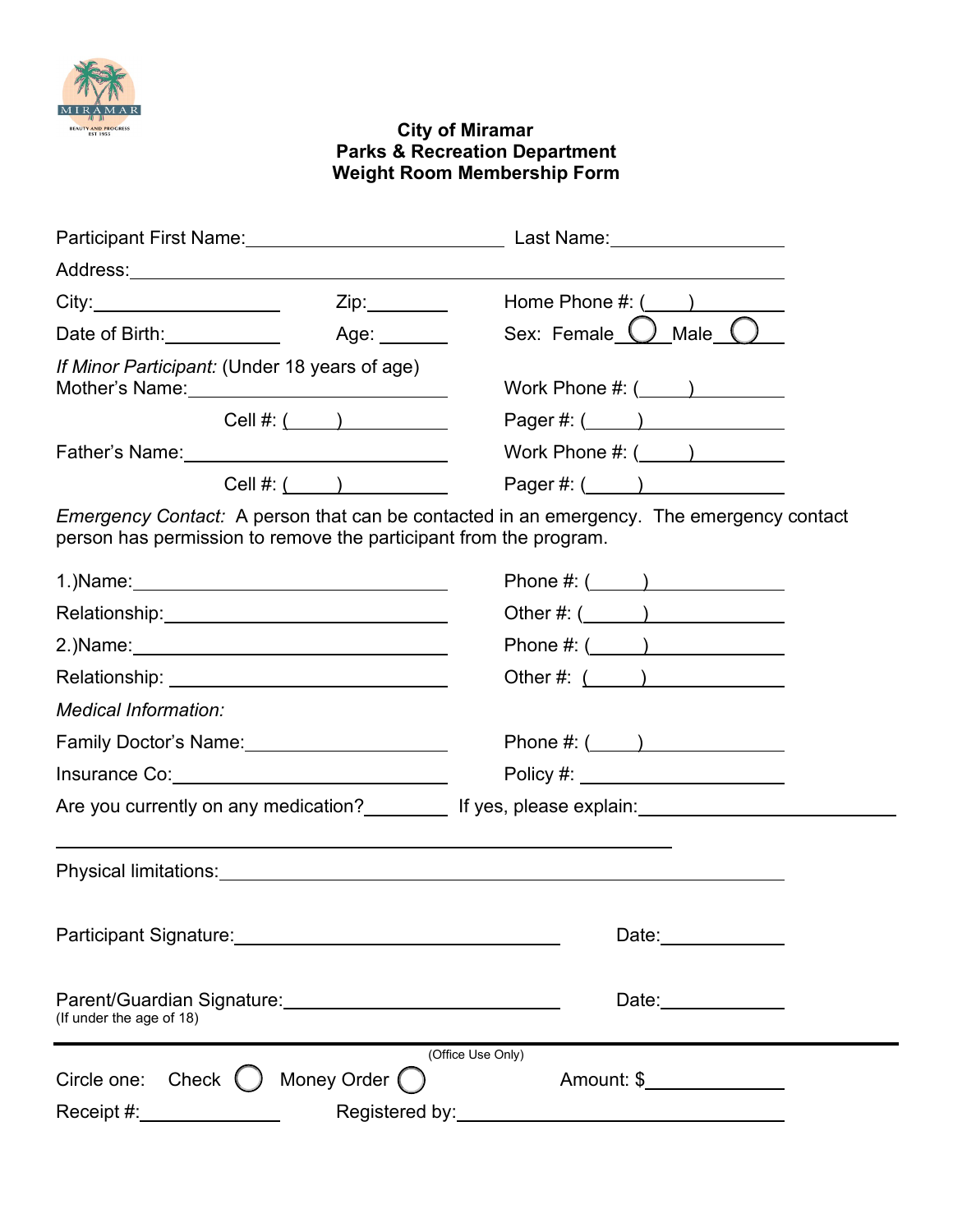**City of Miramar**
**Parks & Recreation Department**
**Weight Room Membership Form**

Participant First Name: ______________________ Last Name: ________________

Address: ________________________________________________

City: ________________ Zip: ________ Home Phone #: (____) ________

Date of Birth: ____________ Age: _______ Sex: Female ◯ Male ◯

*If Minor Participant:* (Under 18 years of age)

Mother's Name: ______________________ Work Phone #: (____) ________

Cell #: (____) ________ Pager #: (____) ________

Father's Name: ______________________ Work Phone #: (____) ________

Cell #: (____) ________ Pager #: (____) ________

*Emergency Contact:* A person that can be contacted in an emergency. The emergency contact person has permission to remove the participant from the program.

1.)Name: ______________________ Phone #: (____) ________

Relationship: ______________________ Other #: (____) ________

2.)Name: ______________________ Phone #: (____) ________

Relationship: ______________________ Other #: (____) ________

*Medical Information:*

Family Doctor's Name: ______________________ Phone #: (____) ________

Insurance Co: ______________________ Policy #: ________________

Are you currently on any medication? ________ If yes, please explain: ______________________

________________________________________________

Physical limitations: ________________________________________________

Participant Signature: ______________________ Date: ____________

Parent/Guardian Signature: ______________________ Date: ____________
(If under the age of 18)

---

(Office Use Only)

Circle one: Check ◯ Money Order ◯ Amount: $ ____________

Receipt #: ____________ Registered by: ______________________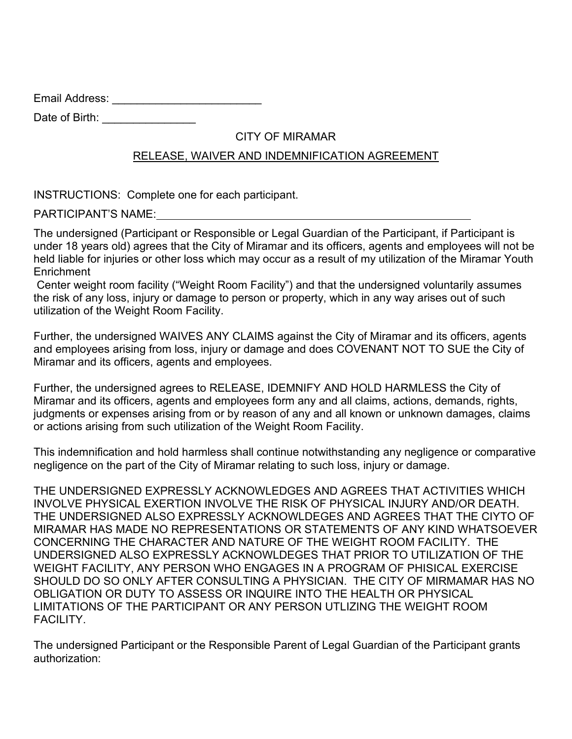Email Address: ________________________

Date of Birth: _______________

CITY OF MIRAMAR

RELEASE, WAIVER AND INDEMNIFICATION AGREEMENT

INSTRUCTIONS: Complete one for each participant.

PARTICIPANT'S NAME:_____________________________________________________

The undersigned (Participant or Responsible or Legal Guardian of the Participant, if Participant is under 18 years old) agrees that the City of Miramar and its officers, agents and employees will not be held liable for injuries or other loss which may occur as a result of my utilization of the Miramar Youth Enrichment Center weight room facility ("Weight Room Facility") and that the undersigned voluntarily assumes the risk of any loss, injury or damage to person or property, which in any way arises out of such utilization of the Weight Room Facility.

Further, the undersigned WAIVES ANY CLAIMS against the City of Miramar and its officers, agents and employees arising from loss, injury or damage and does COVENANT NOT TO SUE the City of Miramar and its officers, agents and employees.

Further, the undersigned agrees to RELEASE, IDEMNIFY AND HOLD HARMLESS the City of Miramar and its officers, agents and employees form any and all claims, actions, demands, rights, judgments or expenses arising from or by reason of any and all known or unknown damages, claims or actions arising from such utilization of the Weight Room Facility.

This indemnification and hold harmless shall continue notwithstanding any negligence or comparative negligence on the part of the City of Miramar relating to such loss, injury or damage.

THE UNDERSIGNED EXPRESSLY ACKNOWLEDGES AND AGREES THAT ACTIVITIES WHICH INVOLVE PHYSICAL EXERTION INVOLVE THE RISK OF PHYSICAL INJURY AND/OR DEATH. THE UNDERSIGNED ALSO EXPRESSLY ACKNOWLDEGES AND AGREES THAT THE CIYTO OF MIRAMAR HAS MADE NO REPRESENTATIONS OR STATEMENTS OF ANY KIND WHATSOEVER CONCERNING THE CHARACTER AND NATURE OF THE WEIGHT ROOM FACILITY. THE UNDERSIGNED ALSO EXPRESSLY ACKNOWLDEGES THAT PRIOR TO UTILIZATION OF THE WEIGHT FACILITY, ANY PERSON WHO ENGAGES IN A PROGRAM OF PHISICAL EXERCISE SHOULD DO SO ONLY AFTER CONSULTING A PHYSICIAN. THE CITY OF MIRMAMAR HAS NO OBLIGATION OR DUTY TO ASSESS OR INQUIRE INTO THE HEALTH OR PHYSICAL LIMITATIONS OF THE PARTICIPANT OR ANY PERSON UTLIZING THE WEIGHT ROOM FACILITY.

The undersigned Participant or the Responsible Parent of Legal Guardian of the Participant grants authorization: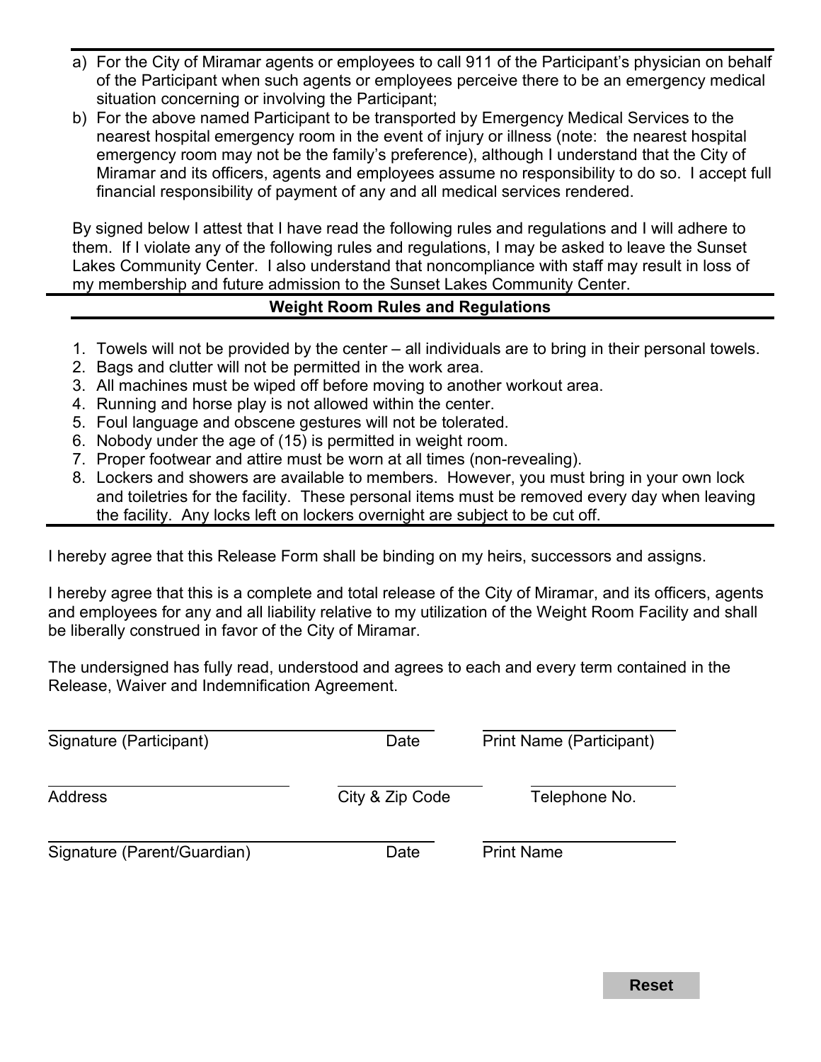a) For the City of Miramar agents or employees to call 911 of the Participant's physician on behalf of the Participant when such agents or employees perceive there to be an emergency medical situation concerning or involving the Participant;
b) For the above named Participant to be transported by Emergency Medical Services to the nearest hospital emergency room in the event of injury or illness (note: the nearest hospital emergency room may not be the family's preference), although I understand that the City of Miramar and its officers, agents and employees assume no responsibility to do so. I accept full financial responsibility of payment of any and all medical services rendered.

By signed below I attest that I have read the following rules and regulations and I will adhere to them. If I violate any of the following rules and regulations, I may be asked to leave the Sunset Lakes Community Center. I also understand that noncompliance with staff may result in loss of my membership and future admission to the Sunset Lakes Community Center.

## Weight Room Rules and Regulations

1. Towels will not be provided by the center – all individuals are to bring in their personal towels.
2. Bags and clutter will not be permitted in the work area.
3. All machines must be wiped off before moving to another workout area.
4. Running and horse play is not allowed within the center.
5. Foul language and obscene gestures will not be tolerated.
6. Nobody under the age of (15) is permitted in weight room.
7. Proper footwear and attire must be worn at all times (non-revealing).
8. Lockers and showers are available to members. However, you must bring in your own lock and toiletries for the facility. These personal items must be removed every day when leaving the facility. Any locks left on lockers overnight are subject to be cut off.

I hereby agree that this Release Form shall be binding on my heirs, successors and assigns.

I hereby agree that this is a complete and total release of the City of Miramar, and its officers, agents and employees for any and all liability relative to my utilization of the Weight Room Facility and shall be liberally construed in favor of the City of Miramar.

The undersigned has fully read, understood and agrees to each and every term contained in the Release, Waiver and Indemnification Agreement.

| | | |
|---|---|---|
| Signature (Participant) | Date | Print Name (Participant) |
| Address | City & Zip Code | Telephone No. |
| Signature (Parent/Guardian) | Date | Print Name |

Reset